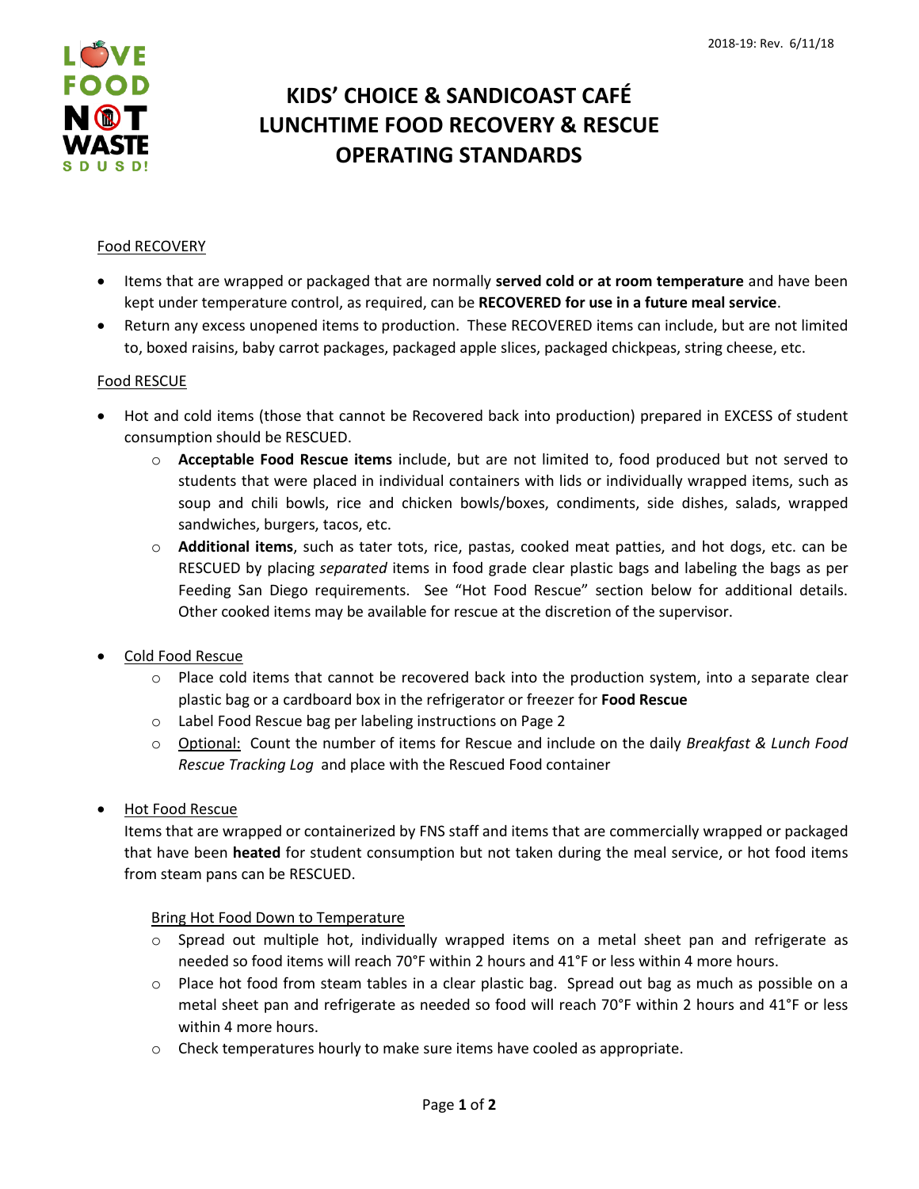# KIDS' CHOICE & SANDICOAST CAFÉ LUNCHTIME FOOD RECOVERY & RESCUE OPERATING STANDARDS

2018-19: Rev. 6/11/18

## Food RECOVERY

- Items that are wrapped or packaged that are normally **served cold or at room temperature** and have been kept under temperature control, as required, can be **RECOVERED for use in a future meal service**.
- Return any excess unopened items to production. These RECOVERED items can include, but are not limited to, boxed raisins, baby carrot packages, packaged apple slices, packaged chickpeas, string cheese, etc.

## Food RESCUE

- Hot and cold items (those that cannot be Recovered back into production) prepared in EXCESS of student consumption should be RESCUED.
  - **Acceptable Food Rescue items** include, but are not limited to, food produced but not served to students that were placed in individual containers with lids or individually wrapped items, such as soup and chili bowls, rice and chicken bowls/boxes, condiments, side dishes, salads, wrapped sandwiches, burgers, tacos, etc.
  - **Additional items**, such as tater tots, rice, pastas, cooked meat patties, and hot dogs, etc. can be RESCUED by placing *separated* items in food grade clear plastic bags and labeling the bags as per Feeding San Diego requirements. See "Hot Food Rescue" section below for additional details. Other cooked items may be available for rescue at the discretion of the supervisor.

- Cold Food Rescue
  - Place cold items that cannot be recovered back into the production system, into a separate clear plastic bag or a cardboard box in the refrigerator or freezer for **Food Rescue**
  - Label Food Rescue bag per labeling instructions on Page 2
  - Optional: Count the number of items for Rescue and include on the daily *Breakfast & Lunch Food Rescue Tracking Log* and place with the Rescued Food container

- Hot Food Rescue

  Items that are wrapped or containerized by FNS staff and items that are commercially wrapped or packaged that have been **heated** for student consumption but not taken during the meal service, or hot food items from steam pans can be RESCUED.

  Bring Hot Food Down to Temperature
  - Spread out multiple hot, individually wrapped items on a metal sheet pan and refrigerate as needed so food items will reach 70°F within 2 hours and 41°F or less within 4 more hours.
  - Place hot food from steam tables in a clear plastic bag. Spread out bag as much as possible on a metal sheet pan and refrigerate as needed so food will reach 70°F within 2 hours and 41°F or less within 4 more hours.
  - Check temperatures hourly to make sure items have cooled as appropriate.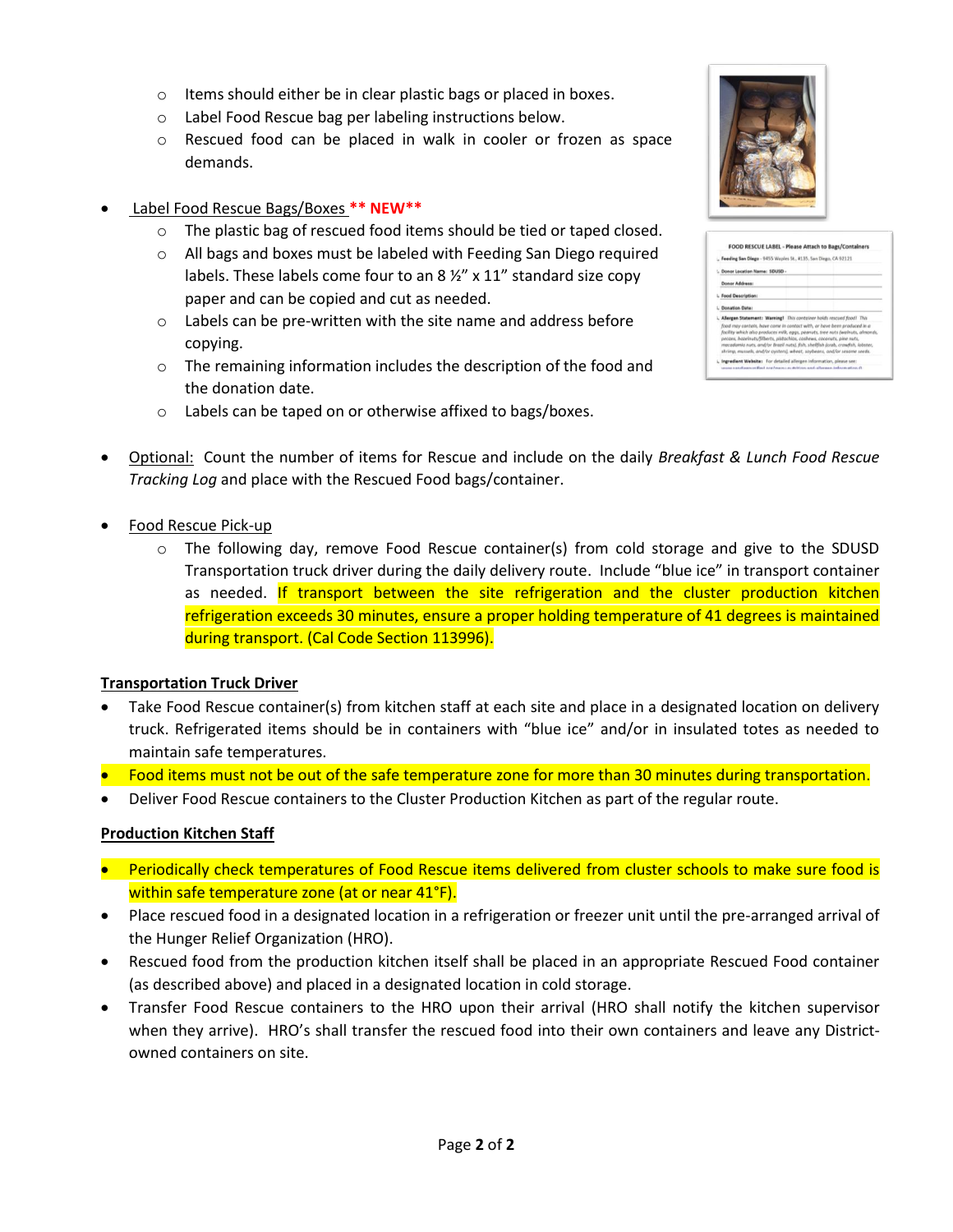- Items should either be in clear plastic bags or placed in boxes.
  - Label Food Rescue bag per labeling instructions below.
  - Rescued food can be placed in walk in cooler or frozen as space demands.

- Label Food Rescue Bags/Boxes **** NEW****
  - The plastic bag of rescued food items should be tied or taped closed.
  - All bags and boxes must be labeled with Feeding San Diego required labels. These labels come four to an 8 ½" x 11" standard size copy paper and can be copied and cut as needed.
  - Labels can be pre-written with the site name and address before copying.
  - The remaining information includes the description of the food and the donation date.
  - Labels can be taped on or otherwise affixed to bags/boxes.

- Optional: Count the number of items for Rescue and include on the daily *Breakfast & Lunch Food Rescue Tracking Log* and place with the Rescued Food bags/container.

- Food Rescue Pick-up
  - The following day, remove Food Rescue container(s) from cold storage and give to the SDUSD Transportation truck driver during the daily delivery route. Include "blue ice" in transport container as needed. If transport between the site refrigeration and the cluster production kitchen refrigeration exceeds 30 minutes, ensure a proper holding temperature of 41 degrees is maintained during transport. (Cal Code Section 113996).

**Transportation Truck Driver**

- Take Food Rescue container(s) from kitchen staff at each site and place in a designated location on delivery truck. Refrigerated items should be in containers with "blue ice" and/or in insulated totes as needed to maintain safe temperatures.
- Food items must not be out of the safe temperature zone for more than 30 minutes during transportation.
- Deliver Food Rescue containers to the Cluster Production Kitchen as part of the regular route.

**Production Kitchen Staff**

- Periodically check temperatures of Food Rescue items delivered from cluster schools to make sure food is within safe temperature zone (at or near 41°F).
- Place rescued food in a designated location in a refrigeration or freezer unit until the pre-arranged arrival of the Hunger Relief Organization (HRO).
- Rescued food from the production kitchen itself shall be placed in an appropriate Rescued Food container (as described above) and placed in a designated location in cold storage.
- Transfer Food Rescue containers to the HRO upon their arrival (HRO shall notify the kitchen supervisor when they arrive). HRO's shall transfer the rescued food into their own containers and leave any District-owned containers on site.